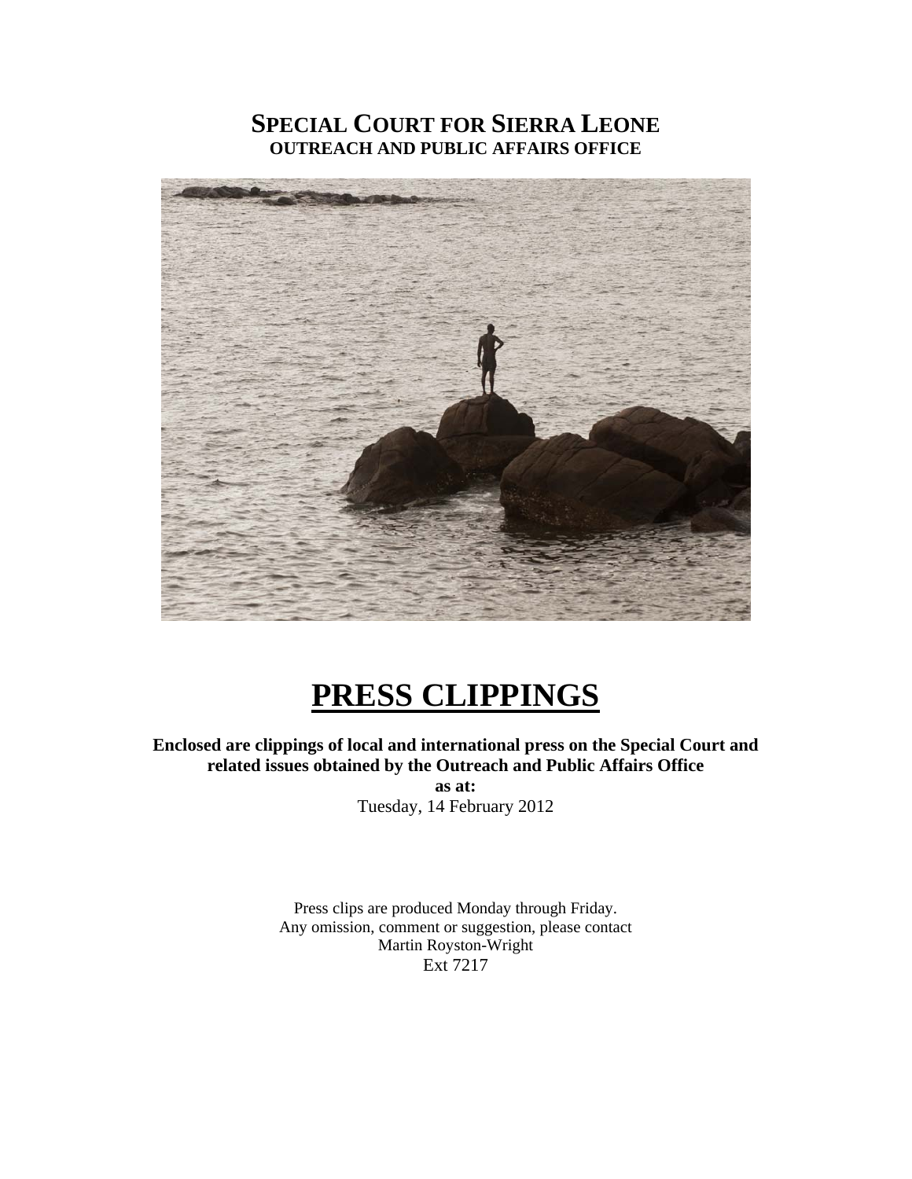# SPECIAL COURT FOR SIERRA LEONE
## OUTREACH AND PUBLIC AFFAIRS OFFICE

# PRESS CLIPPINGS

**Enclosed are clippings of local and international press on the Special Court and related issues obtained by the Outreach and Public Affairs Office**

**as at:**

Tuesday, 14 February 2012

Press clips are produced Monday through Friday.
Any omission, comment or suggestion, please contact
Martin Royston-Wright
Ext 7217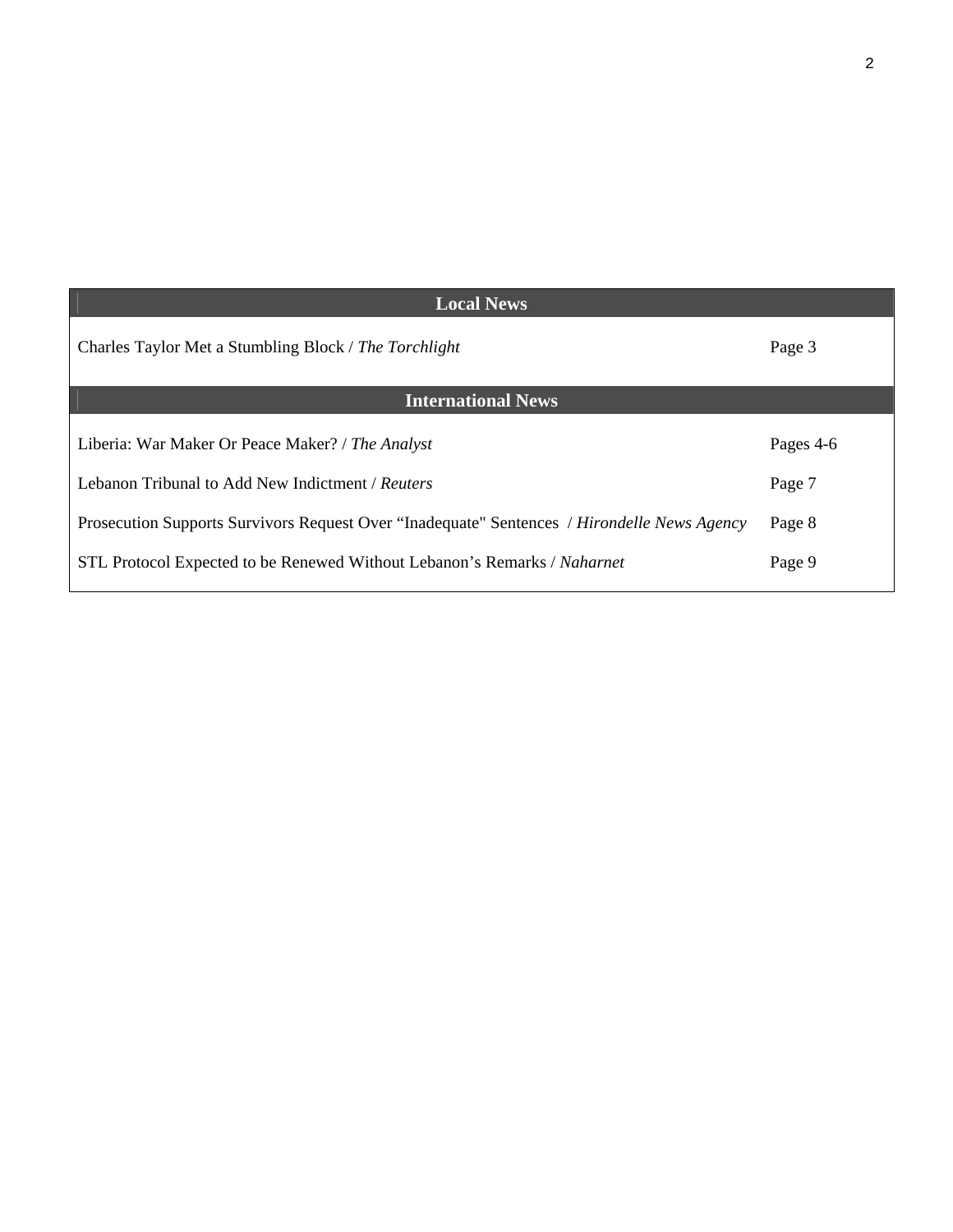| Local News | |
|---|---|
| Charles Taylor Met a Stumbling Block / *The Torchlight* | Page 3 |
| **International News** | |
| Liberia: War Maker Or Peace Maker? / *The Analyst* | Pages 4-6 |
| Lebanon Tribunal to Add New Indictment / *Reuters* | Page 7 |
| Prosecution Supports Survivors Request Over "Inadequate" Sentences / *Hirondelle News Agency* | Page 8 |
| STL Protocol Expected to be Renewed Without Lebanon's Remarks / *Naharnet* | Page 9 |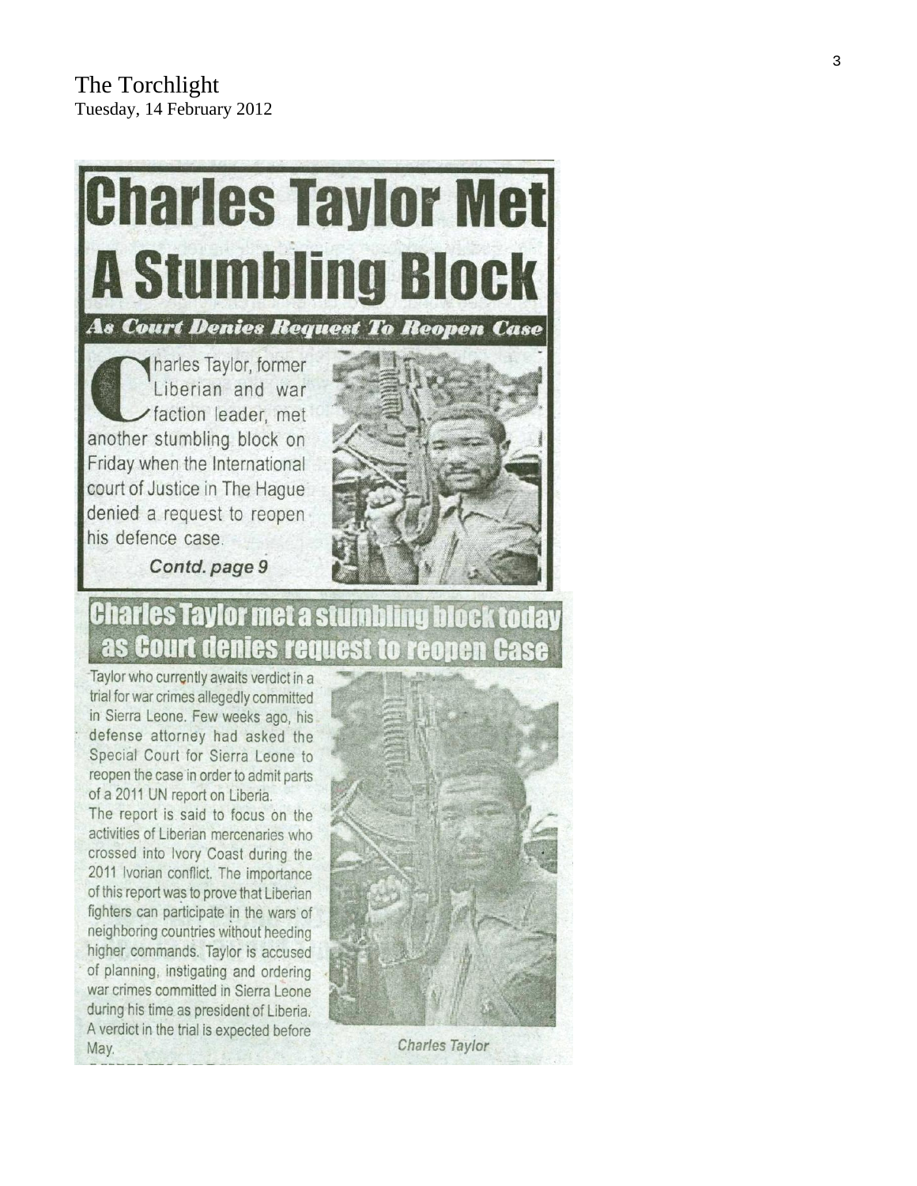The Torchlight
Tuesday, 14 February 2012

# Charles Taylor Met A Stumbling Block

### *As Court Denies Request To Reopen Case*

Charles Taylor, former Liberian and war faction leader, met another stumbling block on Friday when the International court of Justice in The Hague denied a request to reopen his defence case.

***Contd. page 9***

## Charles Taylor met a stumbling block today as Court denies request to reopen Case

Taylor who currently awaits verdict in a trial for war crimes allegedly committed in Sierra Leone. Few weeks ago, his defense attorney had asked the Special Court for Sierra Leone to reopen the case in order to admit parts of a 2011 UN report on Liberia.

The report is said to focus on the activities of Liberian mercenaries who crossed into Ivory Coast during the 2011 Ivorian conflict. The importance of this report was to prove that Liberian fighters can participate in the wars of neighboring countries without heeding higher commands. Taylor is accused of planning, instigating and ordering war crimes committed in Sierra Leone during his time as president of Liberia. A verdict in the trial is expected before May.

*Charles Taylor*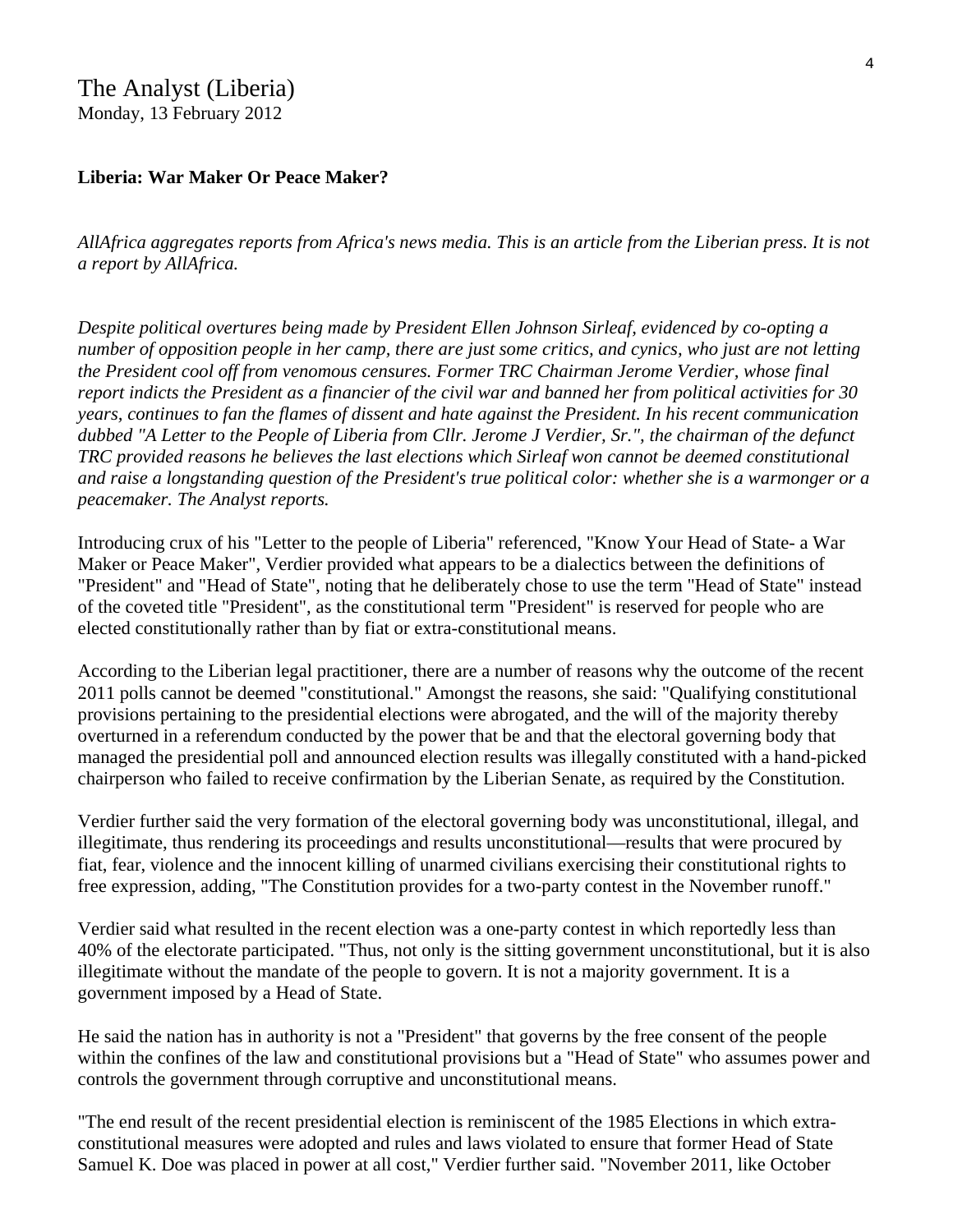The Analyst (Liberia)
Monday, 13 February 2012

**Liberia: War Maker Or Peace Maker?**

*AllAfrica aggregates reports from Africa's news media. This is an article from the Liberian press. It is not a report by AllAfrica.*

*Despite political overtures being made by President Ellen Johnson Sirleaf, evidenced by co-opting a number of opposition people in her camp, there are just some critics, and cynics, who just are not letting the President cool off from venomous censures. Former TRC Chairman Jerome Verdier, whose final report indicts the President as a financier of the civil war and banned her from political activities for 30 years, continues to fan the flames of dissent and hate against the President. In his recent communication dubbed "A Letter to the People of Liberia from Cllr. Jerome J Verdier, Sr.", the chairman of the defunct TRC provided reasons he believes the last elections which Sirleaf won cannot be deemed constitutional and raise a longstanding question of the President's true political color: whether she is a warmonger or a peacemaker. The Analyst reports.*

Introducing crux of his "Letter to the people of Liberia" referenced, "Know Your Head of State- a War Maker or Peace Maker", Verdier provided what appears to be a dialectics between the definitions of "President" and "Head of State", noting that he deliberately chose to use the term "Head of State" instead of the coveted title "President", as the constitutional term "President" is reserved for people who are elected constitutionally rather than by fiat or extra-constitutional means.

According to the Liberian legal practitioner, there are a number of reasons why the outcome of the recent 2011 polls cannot be deemed "constitutional." Amongst the reasons, she said: "Qualifying constitutional provisions pertaining to the presidential elections were abrogated, and the will of the majority thereby overturned in a referendum conducted by the power that be and that the electoral governing body that managed the presidential poll and announced election results was illegally constituted with a hand-picked chairperson who failed to receive confirmation by the Liberian Senate, as required by the Constitution.

Verdier further said the very formation of the electoral governing body was unconstitutional, illegal, and illegitimate, thus rendering its proceedings and results unconstitutional—results that were procured by fiat, fear, violence and the innocent killing of unarmed civilians exercising their constitutional rights to free expression, adding, "The Constitution provides for a two-party contest in the November runoff."

Verdier said what resulted in the recent election was a one-party contest in which reportedly less than 40% of the electorate participated. "Thus, not only is the sitting government unconstitutional, but it is also illegitimate without the mandate of the people to govern. It is not a majority government. It is a government imposed by a Head of State.

He said the nation has in authority is not a "President" that governs by the free consent of the people within the confines of the law and constitutional provisions but a "Head of State" who assumes power and controls the government through corruptive and unconstitutional means.

"The end result of the recent presidential election is reminiscent of the 1985 Elections in which extra-constitutional measures were adopted and rules and laws violated to ensure that former Head of State Samuel K. Doe was placed in power at all cost," Verdier further said. "November 2011, like October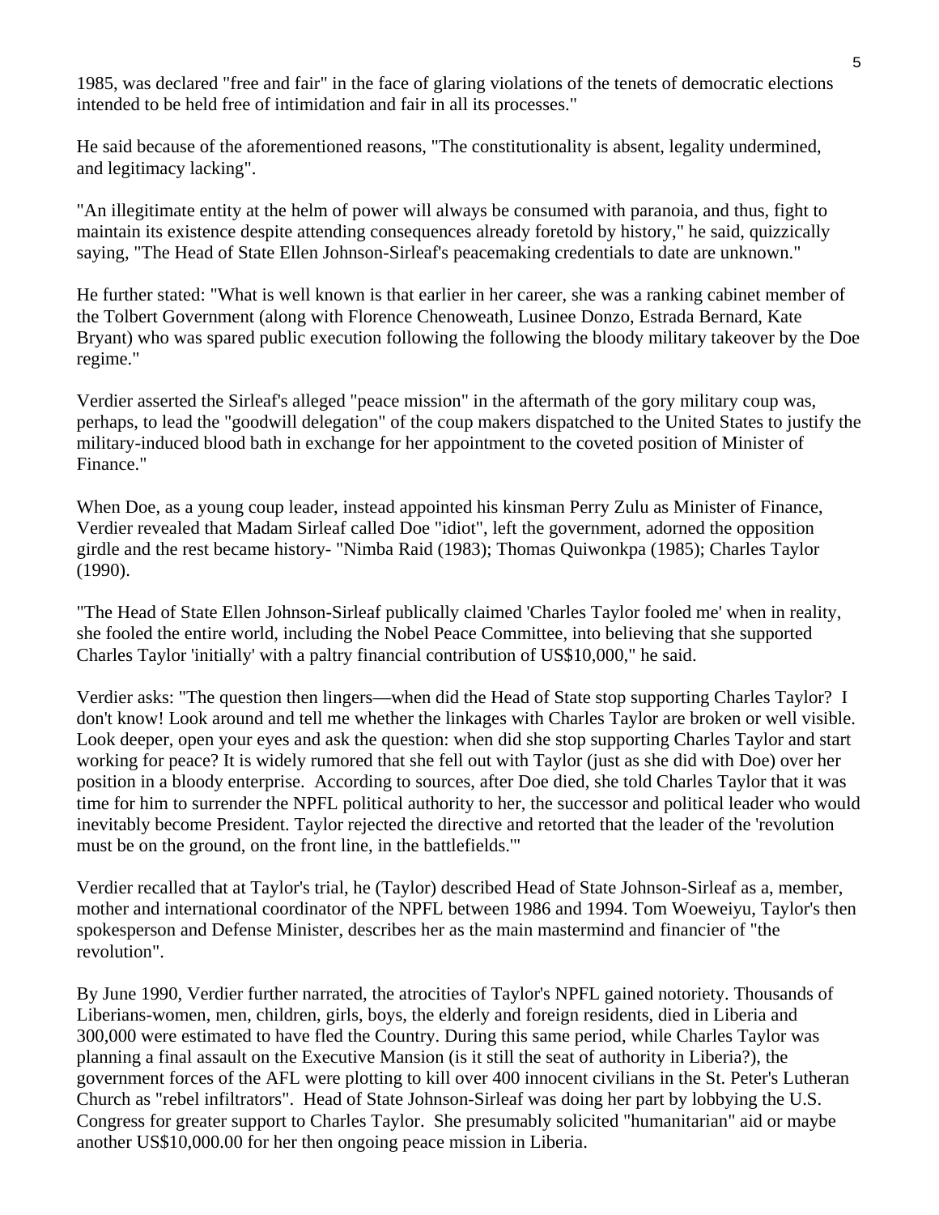1985, was declared "free and fair" in the face of glaring violations of the tenets of democratic elections intended to be held free of intimidation and fair in all its processes."

He said because of the aforementioned reasons, "The constitutionality is absent, legality undermined, and legitimacy lacking".

"An illegitimate entity at the helm of power will always be consumed with paranoia, and thus, fight to maintain its existence despite attending consequences already foretold by history," he said, quizzically saying, "The Head of State Ellen Johnson-Sirleaf's peacemaking credentials to date are unknown."

He further stated: "What is well known is that earlier in her career, she was a ranking cabinet member of the Tolbert Government (along with Florence Chenoweath, Lusinee Donzo, Estrada Bernard, Kate Bryant) who was spared public execution following the following the bloody military takeover by the Doe regime."

Verdier asserted the Sirleaf's alleged "peace mission" in the aftermath of the gory military coup was, perhaps, to lead the "goodwill delegation" of the coup makers dispatched to the United States to justify the military-induced blood bath in exchange for her appointment to the coveted position of Minister of Finance."

When Doe, as a young coup leader, instead appointed his kinsman Perry Zulu as Minister of Finance, Verdier revealed that Madam Sirleaf called Doe "idiot", left the government, adorned the opposition girdle and the rest became history- "Nimba Raid (1983); Thomas Quiwonkpa (1985); Charles Taylor (1990).

"The Head of State Ellen Johnson-Sirleaf publically claimed 'Charles Taylor fooled me' when in reality, she fooled the entire world, including the Nobel Peace Committee, into believing that she supported Charles Taylor 'initially' with a paltry financial contribution of US$10,000," he said.

Verdier asks: "The question then lingers—when did the Head of State stop supporting Charles Taylor? I don't know! Look around and tell me whether the linkages with Charles Taylor are broken or well visible. Look deeper, open your eyes and ask the question: when did she stop supporting Charles Taylor and start working for peace? It is widely rumored that she fell out with Taylor (just as she did with Doe) over her position in a bloody enterprise. According to sources, after Doe died, she told Charles Taylor that it was time for him to surrender the NPFL political authority to her, the successor and political leader who would inevitably become President. Taylor rejected the directive and retorted that the leader of the 'revolution must be on the ground, on the front line, in the battlefields.'"

Verdier recalled that at Taylor's trial, he (Taylor) described Head of State Johnson-Sirleaf as a, member, mother and international coordinator of the NPFL between 1986 and 1994. Tom Woeweiyu, Taylor's then spokesperson and Defense Minister, describes her as the main mastermind and financier of "the revolution".

By June 1990, Verdier further narrated, the atrocities of Taylor's NPFL gained notoriety. Thousands of Liberians-women, men, children, girls, boys, the elderly and foreign residents, died in Liberia and 300,000 were estimated to have fled the Country. During this same period, while Charles Taylor was planning a final assault on the Executive Mansion (is it still the seat of authority in Liberia?), the government forces of the AFL were plotting to kill over 400 innocent civilians in the St. Peter's Lutheran Church as "rebel infiltrators". Head of State Johnson-Sirleaf was doing her part by lobbying the U.S. Congress for greater support to Charles Taylor. She presumably solicited "humanitarian" aid or maybe another US$10,000.00 for her then ongoing peace mission in Liberia.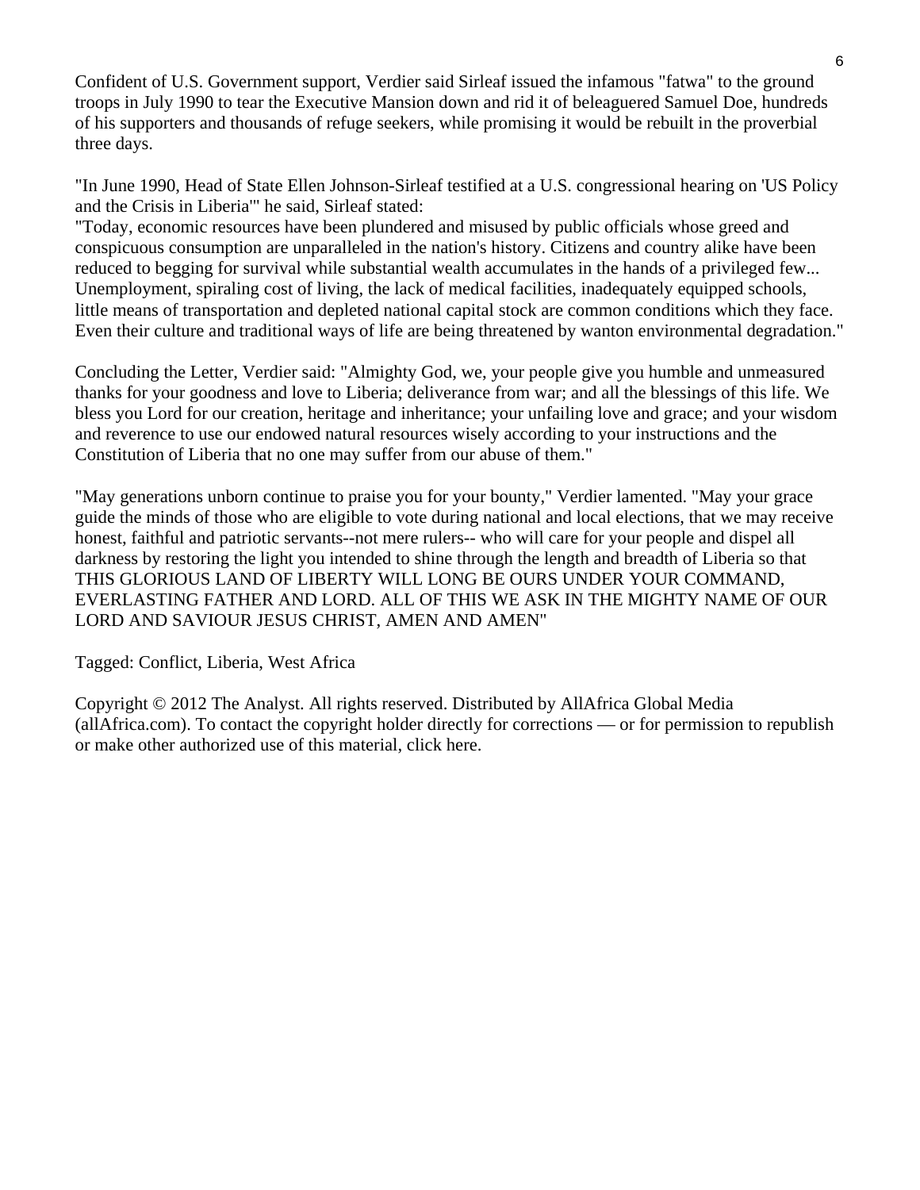Confident of U.S. Government support, Verdier said Sirleaf issued the infamous "fatwa" to the ground troops in July 1990 to tear the Executive Mansion down and rid it of beleaguered Samuel Doe, hundreds of his supporters and thousands of refuge seekers, while promising it would be rebuilt in the proverbial three days.

"In June 1990, Head of State Ellen Johnson-Sirleaf testified at a U.S. congressional hearing on 'US Policy and the Crisis in Liberia'" he said, Sirleaf stated:
"Today, economic resources have been plundered and misused by public officials whose greed and conspicuous consumption are unparalleled in the nation's history. Citizens and country alike have been reduced to begging for survival while substantial wealth accumulates in the hands of a privileged few... Unemployment, spiraling cost of living, the lack of medical facilities, inadequately equipped schools, little means of transportation and depleted national capital stock are common conditions which they face. Even their culture and traditional ways of life are being threatened by wanton environmental degradation."

Concluding the Letter, Verdier said: "Almighty God, we, your people give you humble and unmeasured thanks for your goodness and love to Liberia; deliverance from war; and all the blessings of this life. We bless you Lord for our creation, heritage and inheritance; your unfailing love and grace; and your wisdom and reverence to use our endowed natural resources wisely according to your instructions and the Constitution of Liberia that no one may suffer from our abuse of them."

"May generations unborn continue to praise you for your bounty," Verdier lamented. "May your grace guide the minds of those who are eligible to vote during national and local elections, that we may receive honest, faithful and patriotic servants--not mere rulers-- who will care for your people and dispel all darkness by restoring the light you intended to shine through the length and breadth of Liberia so that THIS GLORIOUS LAND OF LIBERTY WILL LONG BE OURS UNDER YOUR COMMAND, EVERLASTING FATHER AND LORD. ALL OF THIS WE ASK IN THE MIGHTY NAME OF OUR LORD AND SAVIOUR JESUS CHRIST, AMEN AND AMEN"

Tagged: Conflict, Liberia, West Africa

Copyright © 2012 The Analyst. All rights reserved. Distributed by AllAfrica Global Media (allAfrica.com). To contact the copyright holder directly for corrections — or for permission to republish or make other authorized use of this material, click here.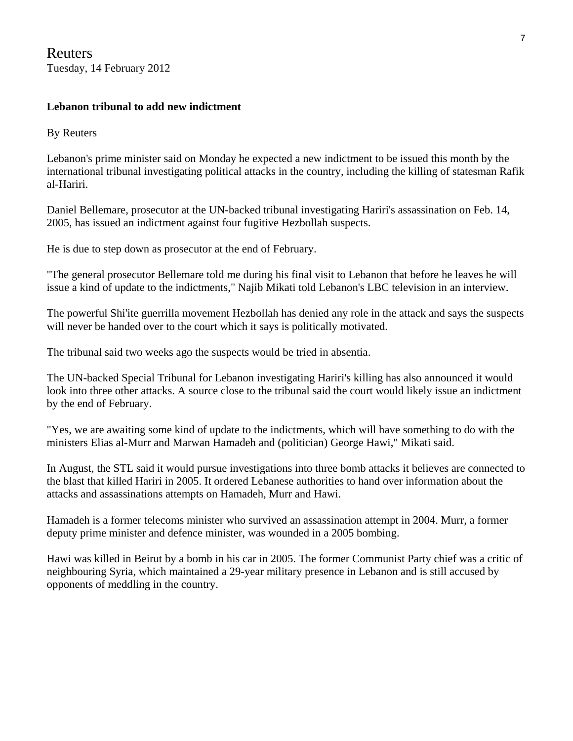Reuters
Tuesday, 14 February 2012

**Lebanon tribunal to add new indictment**

By Reuters

Lebanon's prime minister said on Monday he expected a new indictment to be issued this month by the international tribunal investigating political attacks in the country, including the killing of statesman Rafik al-Hariri.

Daniel Bellemare, prosecutor at the UN-backed tribunal investigating Hariri's assassination on Feb. 14, 2005, has issued an indictment against four fugitive Hezbollah suspects.

He is due to step down as prosecutor at the end of February.

"The general prosecutor Bellemare told me during his final visit to Lebanon that before he leaves he will issue a kind of update to the indictments," Najib Mikati told Lebanon's LBC television in an interview.

The powerful Shi'ite guerrilla movement Hezbollah has denied any role in the attack and says the suspects will never be handed over to the court which it says is politically motivated.

The tribunal said two weeks ago the suspects would be tried in absentia.

The UN-backed Special Tribunal for Lebanon investigating Hariri's killing has also announced it would look into three other attacks. A source close to the tribunal said the court would likely issue an indictment by the end of February.

"Yes, we are awaiting some kind of update to the indictments, which will have something to do with the ministers Elias al-Murr and Marwan Hamadeh and (politician) George Hawi," Mikati said.

In August, the STL said it would pursue investigations into three bomb attacks it believes are connected to the blast that killed Hariri in 2005. It ordered Lebanese authorities to hand over information about the attacks and assassinations attempts on Hamadeh, Murr and Hawi.

Hamadeh is a former telecoms minister who survived an assassination attempt in 2004. Murr, a former deputy prime minister and defence minister, was wounded in a 2005 bombing.

Hawi was killed in Beirut by a bomb in his car in 2005. The former Communist Party chief was a critic of neighbouring Syria, which maintained a 29-year military presence in Lebanon and is still accused by opponents of meddling in the country.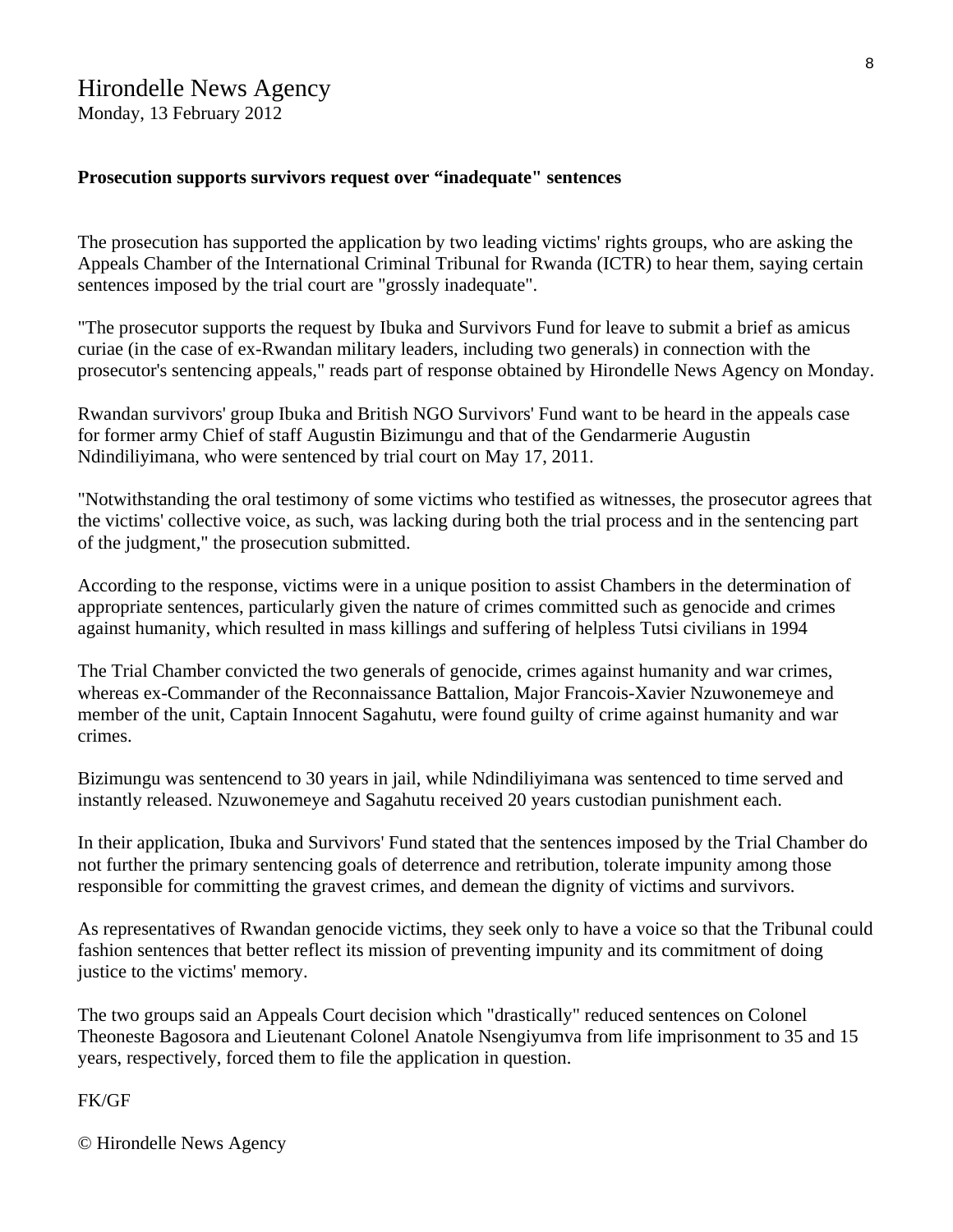Hirondelle News Agency
Monday, 13 February 2012

**Prosecution supports survivors request over "inadequate" sentences**

The prosecution has supported the application by two leading victims' rights groups, who are asking the Appeals Chamber of the International Criminal Tribunal for Rwanda (ICTR) to hear them, saying certain sentences imposed by the trial court are "grossly inadequate".

"The prosecutor supports the request by Ibuka and Survivors Fund for leave to submit a brief as amicus curiae (in the case of ex-Rwandan military leaders, including two generals) in connection with the prosecutor's sentencing appeals," reads part of response obtained by Hirondelle News Agency on Monday.

Rwandan survivors' group Ibuka and British NGO Survivors' Fund want to be heard in the appeals case for former army Chief of staff Augustin Bizimungu and that of the Gendarmerie Augustin Ndindiliyimana, who were sentenced by trial court on May 17, 2011.

"Notwithstanding the oral testimony of some victims who testified as witnesses, the prosecutor agrees that the victims' collective voice, as such, was lacking during both the trial process and in the sentencing part of the judgment," the prosecution submitted.

According to the response, victims were in a unique position to assist Chambers in the determination of appropriate sentences, particularly given the nature of crimes committed such as genocide and crimes against humanity, which resulted in mass killings and suffering of helpless Tutsi civilians in 1994

The Trial Chamber convicted the two generals of genocide, crimes against humanity and war crimes, whereas ex-Commander of the Reconnaissance Battalion, Major Francois-Xavier Nzuwonemeye and member of the unit, Captain Innocent Sagahutu, were found guilty of crime against humanity and war crimes.

Bizimungu was sentencend to 30 years in jail, while Ndindiliyimana was sentenced to time served and instantly released. Nzuwonemeye and Sagahutu received 20 years custodian punishment each.

In their application, Ibuka and Survivors' Fund stated that the sentences imposed by the Trial Chamber do not further the primary sentencing goals of deterrence and retribution, tolerate impunity among those responsible for committing the gravest crimes, and demean the dignity of victims and survivors.

As representatives of Rwandan genocide victims, they seek only to have a voice so that the Tribunal could fashion sentences that better reflect its mission of preventing impunity and its commitment of doing justice to the victims' memory.

The two groups said an Appeals Court decision which "drastically" reduced sentences on Colonel Theoneste Bagosora and Lieutenant Colonel Anatole Nsengiyumva from life imprisonment to 35 and 15 years, respectively, forced them to file the application in question.

FK/GF

© Hirondelle News Agency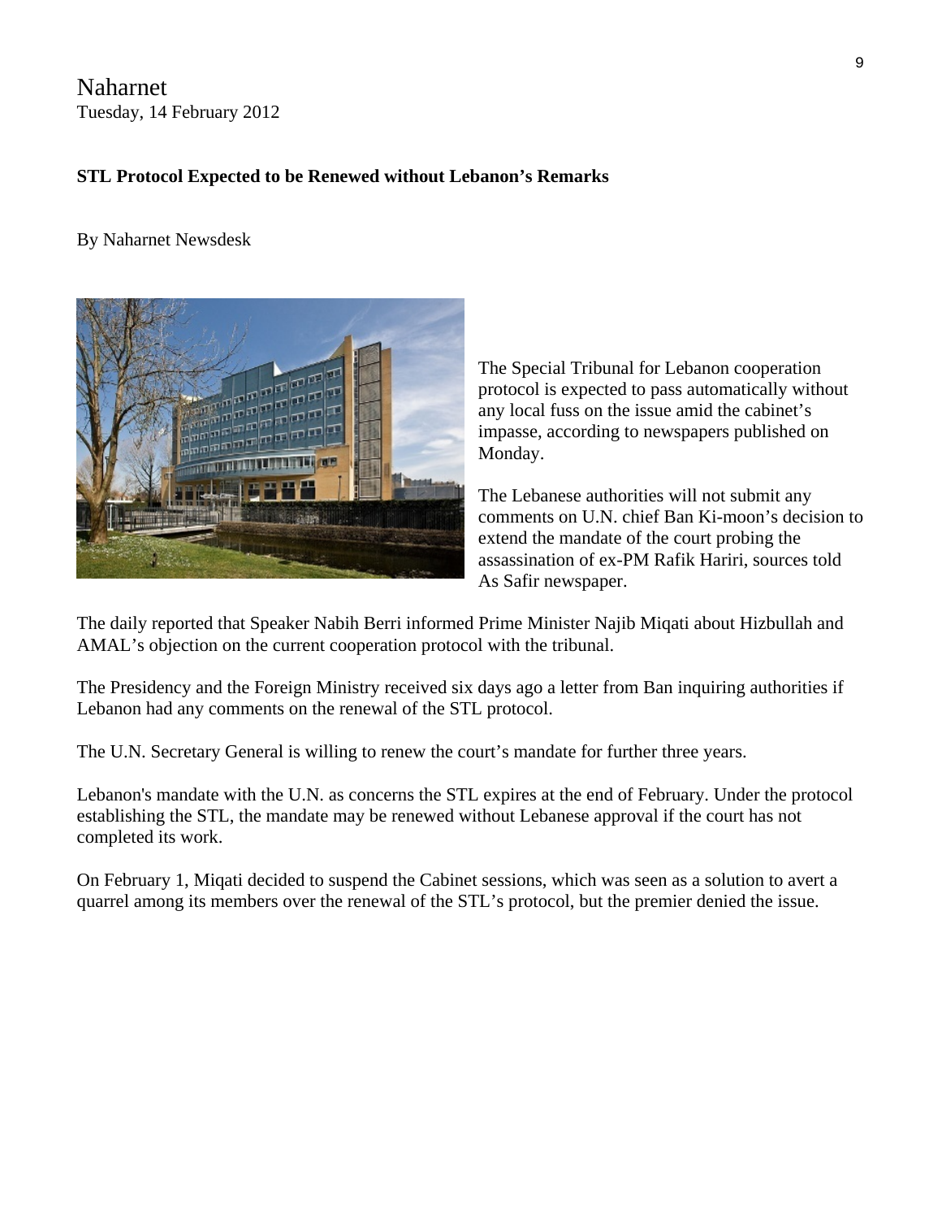Naharnet
Tuesday, 14 February 2012

**STL Protocol Expected to be Renewed without Lebanon's Remarks**

By Naharnet Newsdesk

The Special Tribunal for Lebanon cooperation protocol is expected to pass automatically without any local fuss on the issue amid the cabinet's impasse, according to newspapers published on Monday.

The Lebanese authorities will not submit any comments on U.N. chief Ban Ki-moon's decision to extend the mandate of the court probing the assassination of ex-PM Rafik Hariri, sources told As Safir newspaper.

The daily reported that Speaker Nabih Berri informed Prime Minister Najib Miqati about Hizbullah and AMAL's objection on the current cooperation protocol with the tribunal.

The Presidency and the Foreign Ministry received six days ago a letter from Ban inquiring authorities if Lebanon had any comments on the renewal of the STL protocol.

The U.N. Secretary General is willing to renew the court's mandate for further three years.

Lebanon's mandate with the U.N. as concerns the STL expires at the end of February. Under the protocol establishing the STL, the mandate may be renewed without Lebanese approval if the court has not completed its work.

On February 1, Miqati decided to suspend the Cabinet sessions, which was seen as a solution to avert a quarrel among its members over the renewal of the STL's protocol, but the premier denied the issue.